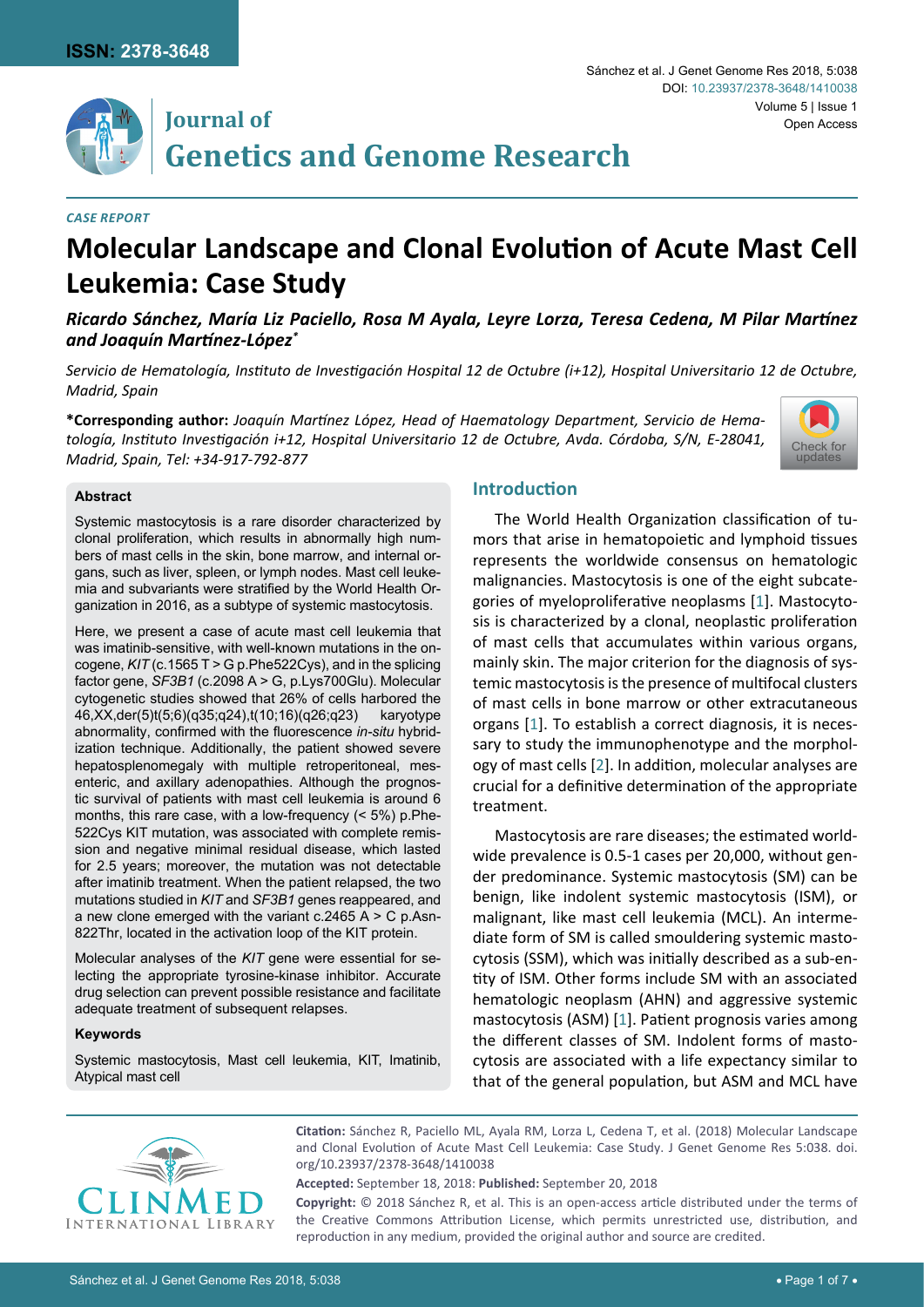*CASE REPORT*

# Molecular Landscape and Clonal Evolution of Acute Mast Cell Leukemia: Case Study

***Ricardo Sánchez, María Liz Paciello, Rosa M Ayala, Leyre Lorza, Teresa Cedena, M Pilar Martínez and Joaquín Martínez-López****

*Servicio de Hematología, Instituto de Investigación Hospital 12 de Octubre (i+12), Hospital Universitario 12 de Octubre, Madrid, Spain*

**\*Corresponding author:** *Joaquín Martínez López, Head of Haematology Department, Servicio de Hematología, Instituto Investigación i+12, Hospital Universitario 12 de Octubre, Avda. Córdoba, S/N, E-28041, Madrid, Spain, Tel: +34-917-792-877*

### Abstract

Systemic mastocytosis is a rare disorder characterized by clonal proliferation, which results in abnormally high numbers of mast cells in the skin, bone marrow, and internal organs, such as liver, spleen, or lymph nodes. Mast cell leukemia and subvariants were stratified by the World Health Organization in 2016, as a subtype of systemic mastocytosis.

Here, we present a case of acute mast cell leukemia that was imatinib-sensitive, with well-known mutations in the oncogene, *KIT* (c.1565 T > G p.Phe522Cys), and in the splicing factor gene, *SF3B1* (c.2098 A > G, p.Lys700Glu). Molecular cytogenetic studies showed that 26% of cells harbored the 46,XX,der(5)t(5;6)(q35;q24),t(10;16)(q26;q23) karyotype abnormality, confirmed with the fluorescence *in-situ* hybridization technique. Additionally, the patient showed severe hepatosplenomegaly with multiple retroperitoneal, mesenteric, and axillary adenopathies. Although the prognostic survival of patients with mast cell leukemia is around 6 months, this rare case, with a low-frequency (< 5%) p.Phe522Cys KIT mutation, was associated with complete remission and negative minimal residual disease, which lasted for 2.5 years; moreover, the mutation was not detectable after imatinib treatment. When the patient relapsed, the two mutations studied in *KIT* and *SF3B1* genes reappeared, and a new clone emerged with the variant c.2465 A > C p.Asn822Thr, located in the activation loop of the KIT protein.

Molecular analyses of the *KIT* gene were essential for selecting the appropriate tyrosine-kinase inhibitor. Accurate drug selection can prevent possible resistance and facilitate adequate treatment of subsequent relapses.

#### Keywords

Systemic mastocytosis, Mast cell leukemia, KIT, Imatinib, Atypical mast cell

## Introduction

The World Health Organization classification of tumors that arise in hematopoietic and lymphoid tissues represents the worldwide consensus on hematologic malignancies. Mastocytosis is one of the eight subcategories of myeloproliferative neoplasms [1]. Mastocytosis is characterized by a clonal, neoplastic proliferation of mast cells that accumulates within various organs, mainly skin. The major criterion for the diagnosis of systemic mastocytosis is the presence of multifocal clusters of mast cells in bone marrow or other extracutaneous organs [1]. To establish a correct diagnosis, it is necessary to study the immunophenotype and the morphology of mast cells [2]. In addition, molecular analyses are crucial for a definitive determination of the appropriate treatment.

Mastocytosis are rare diseases; the estimated worldwide prevalence is 0.5-1 cases per 20,000, without gender predominance. Systemic mastocytosis (SM) can be benign, like indolent systemic mastocytosis (ISM), or malignant, like mast cell leukemia (MCL). An intermediate form of SM is called smouldering systemic mastocytosis (SSM), which was initially described as a sub-entity of ISM. Other forms include SM with an associated hematologic neoplasm (AHN) and aggressive systemic mastocytosis (ASM) [1]. Patient prognosis varies among the different classes of SM. Indolent forms of mastocytosis are associated with a life expectancy similar to that of the general population, but ASM and MCL have

**Citation:** Sánchez R, Paciello ML, Ayala RM, Lorza L, Cedena T, et al. (2018) Molecular Landscape and Clonal Evolution of Acute Mast Cell Leukemia: Case Study. J Genet Genome Res 5:038. doi.org/10.23937/2378-3648/1410038

**Accepted:** September 18, 2018: **Published:** September 20, 2018

**Copyright:** © 2018 Sánchez R, et al. This is an open-access article distributed under the terms of the Creative Commons Attribution License, which permits unrestricted use, distribution, and reproduction in any medium, provided the original author and source are credited.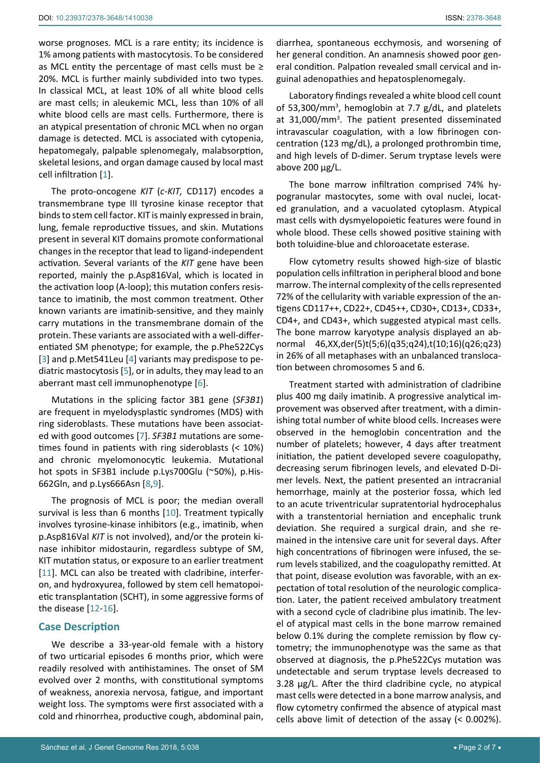worse prognoses. MCL is a rare entity; its incidence is 1% among patients with mastocytosis. To be considered as MCL entity the percentage of mast cells must be ≥ 20%. MCL is further mainly subdivided into two types. In classical MCL, at least 10% of all white blood cells are mast cells; in aleukemic MCL, less than 10% of all white blood cells are mast cells. Furthermore, there is an atypical presentation of chronic MCL when no organ damage is detected. MCL is associated with cytopenia, hepatomegaly, palpable splenomegaly, malabsorption, skeletal lesions, and organ damage caused by local mast cell infiltration [1].

The proto-oncogene *KIT* (*c-KIT,* CD117) encodes a transmembrane type III tyrosine kinase receptor that binds to stem cell factor. KIT is mainly expressed in brain, lung, female reproductive tissues, and skin. Mutations present in several KIT domains promote conformational changes in the receptor that lead to ligand-independent activation. Several variants of the *KIT* gene have been reported, mainly the p.Asp816Val, which is located in the activation loop (A-loop); this mutation confers resistance to imatinib, the most common treatment. Other known variants are imatinib-sensitive, and they mainly carry mutations in the transmembrane domain of the protein. These variants are associated with a well-differentiated SM phenotype; for example, the p.Phe522Cys [3] and p.Met541Leu [4] variants may predispose to pediatric mastocytosis [5], or in adults, they may lead to an aberrant mast cell immunophenotype [6].

Mutations in the splicing factor 3B1 gene (*SF3B1*) are frequent in myelodysplastic syndromes (MDS) with ring sideroblasts. These mutations have been associated with good outcomes [7]. *SF3B1* mutations are sometimes found in patients with ring sideroblasts (< 10%) and chronic myelomonocytic leukemia. Mutational hot spots in SF3B1 include p.Lys700Glu (~50%), p.His662Gln, and p.Lys666Asn [8,9].

The prognosis of MCL is poor; the median overall survival is less than 6 months [10]. Treatment typically involves tyrosine-kinase inhibitors (e.g., imatinib, when p.Asp816Val *KIT* is not involved), and/or the protein kinase inhibitor midostaurin, regardless subtype of SM, KIT mutation status, or exposure to an earlier treatment [11]. MCL can also be treated with cladribine, interferon, and hydroxyurea, followed by stem cell hematopoietic transplantation (SCHT), in some aggressive forms of the disease [12-16].

## Case Description

We describe a 33-year-old female with a history of two urticarial episodes 6 months prior, which were readily resolved with antihistamines. The onset of SM evolved over 2 months, with constitutional symptoms of weakness, anorexia nervosa, fatigue, and important weight loss. The symptoms were first associated with a cold and rhinorrhea, productive cough, abdominal pain, diarrhea, spontaneous ecchymosis, and worsening of her general condition. An anamnesis showed poor general condition. Palpation revealed small cervical and inguinal adenopathies and hepatosplenomegaly.

Laboratory findings revealed a white blood cell count of 53,300/mm$^3$, hemoglobin at 7.7 g/dL, and platelets at 31,000/mm$^3$. The patient presented disseminated intravascular coagulation, with a low fibrinogen concentration (123 mg/dL), a prolonged prothrombin time, and high levels of D-dimer. Serum tryptase levels were above 200 µg/L.

The bone marrow infiltration comprised 74% hypogranular mastocytes, some with oval nuclei, located granulation, and a vacuolated cytoplasm. Atypical mast cells with dysmyelopoietic features were found in whole blood. These cells showed positive staining with both toluidine-blue and chloroacetate esterase.

Flow cytometry results showed high-size of blastic population cells infiltration in peripheral blood and bone marrow. The internal complexity of the cells represented 72% of the cellularity with variable expression of the antigens CD117++, CD22+, CD45++, CD30+, CD13+, CD33+, CD4+, and CD43+, which suggested atypical mast cells. The bone marrow karyotype analysis displayed an abnormal 46,XX,der(5)t(5;6)(q35;q24),t(10;16)(q26;q23) in 26% of all metaphases with an unbalanced translocation between chromosomes 5 and 6.

Treatment started with administration of cladribine plus 400 mg daily imatinib. A progressive analytical improvement was observed after treatment, with a diminishing total number of white blood cells. Increases were observed in the hemoglobin concentration and the number of platelets; however, 4 days after treatment initiation, the patient developed severe coagulopathy, decreasing serum fibrinogen levels, and elevated D-Dimer levels. Next, the patient presented an intracranial hemorrhage, mainly at the posterior fossa, which led to an acute triventricular supratentorial hydrocephalus with a transtentorial herniation and encephalic trunk deviation. She required a surgical drain, and she remained in the intensive care unit for several days. After high concentrations of fibrinogen were infused, the serum levels stabilized, and the coagulopathy remitted. At that point, disease evolution was favorable, with an expectation of total resolution of the neurologic complication. Later, the patient received ambulatory treatment with a second cycle of cladribine plus imatinib. The level of atypical mast cells in the bone marrow remained below 0.1% during the complete remission by flow cytometry; the immunophenotype was the same as that observed at diagnosis, the p.Phe522Cys mutation was undetectable and serum tryptase levels decreased to 3.28 µg/L. After the third cladribine cycle, no atypical mast cells were detected in a bone marrow analysis, and flow cytometry confirmed the absence of atypical mast cells above limit of detection of the assay (< 0.002%).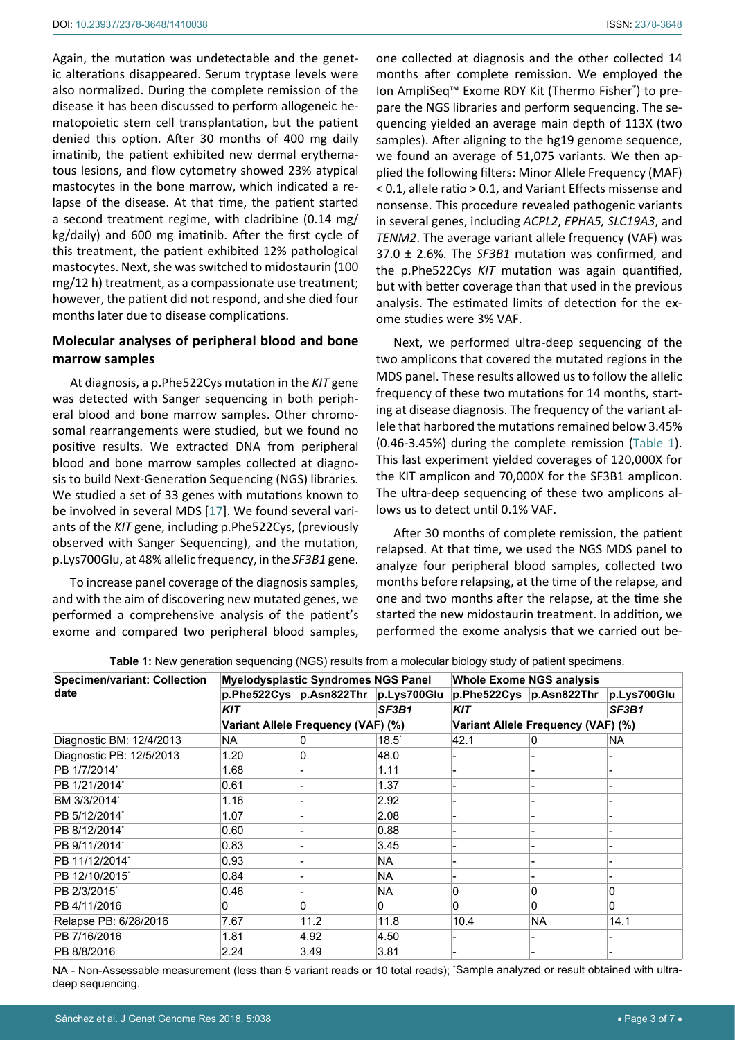Again, the mutation was undetectable and the genetic alterations disappeared. Serum tryptase levels were also normalized. During the complete remission of the disease it has been discussed to perform allogeneic hematopoietic stem cell transplantation, but the patient denied this option. After 30 months of 400 mg daily imatinib, the patient exhibited new dermal erythematous lesions, and flow cytometry showed 23% atypical mastocytes in the bone marrow, which indicated a relapse of the disease. At that time, the patient started a second treatment regime, with cladribine (0.14 mg/kg/daily) and 600 mg imatinib. After the first cycle of this treatment, the patient exhibited 12% pathological mastocytes. Next, she was switched to midostaurin (100 mg/12 h) treatment, as a compassionate use treatment; however, the patient did not respond, and she died four months later due to disease complications.

## Molecular analyses of peripheral blood and bone marrow samples

At diagnosis, a p.Phe522Cys mutation in the *KIT* gene was detected with Sanger sequencing in both peripheral blood and bone marrow samples. Other chromosomal rearrangements were studied, but we found no positive results. We extracted DNA from peripheral blood and bone marrow samples collected at diagnosis to build Next-Generation Sequencing (NGS) libraries. We studied a set of 33 genes with mutations known to be involved in several MDS [17]. We found several variants of the *KIT* gene, including p.Phe522Cys, (previously observed with Sanger Sequencing), and the mutation, p.Lys700Glu, at 48% allelic frequency, in the *SF3B1* gene.

To increase panel coverage of the diagnosis samples, and with the aim of discovering new mutated genes, we performed a comprehensive analysis of the patient's exome and compared two peripheral blood samples, one collected at diagnosis and the other collected 14 months after complete remission. We employed the Ion AmpliSeq™ Exome RDY Kit (Thermo Fisher®) to prepare the NGS libraries and perform sequencing. The sequencing yielded an average main depth of 113X (two samples). After aligning to the hg19 genome sequence, we found an average of 51,075 variants. We then applied the following filters: Minor Allele Frequency (MAF) < 0.1, allele ratio > 0.1, and Variant Effects missense and nonsense. This procedure revealed pathogenic variants in several genes, including *ACPL2*, *EPHA5*, *SLC19A3*, and *TENM2*. The average variant allele frequency (VAF) was 37.0 ± 2.6%. The *SF3B1* mutation was confirmed, and the p.Phe522Cys *KIT* mutation was again quantified, but with better coverage than that used in the previous analysis. The estimated limits of detection for the exome studies were 3% VAF.

Next, we performed ultra-deep sequencing of the two amplicons that covered the mutated regions in the MDS panel. These results allowed us to follow the allelic frequency of these two mutations for 14 months, starting at disease diagnosis. The frequency of the variant allele that harbored the mutations remained below 3.45% (0.46-3.45%) during the complete remission (Table 1). This last experiment yielded coverages of 120,000X for the KIT amplicon and 70,000X for the SF3B1 amplicon. The ultra-deep sequencing of these two amplicons allows us to detect until 0.1% VAF.

After 30 months of complete remission, the patient relapsed. At that time, we used the NGS MDS panel to analyze four peripheral blood samples, collected two months before relapsing, at the time of the relapse, and one and two months after the relapse, at the time she started the new midostaurin treatment. In addition, we performed the exome analysis that we carried out be-

**Table 1:** New generation sequencing (NGS) results from a molecular biology study of patient specimens.

| Specimen/variant: Collection date | Myelodysplastic Syndromes NGS Panel | | | Whole Exome NGS analysis | | |
|---|---|---|---|---|---|---|
| | p.Phe522Cys | p.Asn822Thr | p.Lys700Glu | p.Phe522Cys | p.Asn822Thr | p.Lys700Glu |
| | *KIT* | | *SF3B1* | *KIT* | | *SF3B1* |
| | Variant Allele Frequency (VAF) (%) | | | Variant Allele Frequency (VAF) (%) | | |
| Diagnostic BM: 12/4/2013 | NA | 0 | 18.5* | 42.1 | 0 | NA |
| Diagnostic PB: 12/5/2013 | 1.20 | 0 | 48.0 | - | - | - |
| PB 1/7/2014* | 1.68 | - | 1.11 | - | - | - |
| PB 1/21/2014* | 0.61 | - | 1.37 | - | - | - |
| BM 3/3/2014* | 1.16 | - | 2.92 | - | - | - |
| PB 5/12/2014* | 1.07 | - | 2.08 | - | - | - |
| PB 8/12/2014* | 0.60 | - | 0.88 | - | - | - |
| PB 9/11/2014* | 0.83 | - | 3.45 | - | - | - |
| PB 11/12/2014* | 0.93 | - | NA | - | - | - |
| PB 12/10/2015* | 0.84 | - | NA | - | - | - |
| PB 2/3/2015* | 0.46 | - | NA | 0 | 0 | 0 |
| PB 4/11/2016 | 0 | 0 | 0 | 0 | 0 | 0 |
| Relapse PB: 6/28/2016 | 7.67 | 11.2 | 11.8 | 10.4 | NA | 14.1 |
| PB 7/16/2016 | 1.81 | 4.92 | 4.50 | - | - | - |
| PB 8/8/2016 | 2.24 | 3.49 | 3.81 | - | - | - |

NA - Non-Assessable measurement (less than 5 variant reads or 10 total reads); *Sample analyzed or result obtained with ultra-deep sequencing.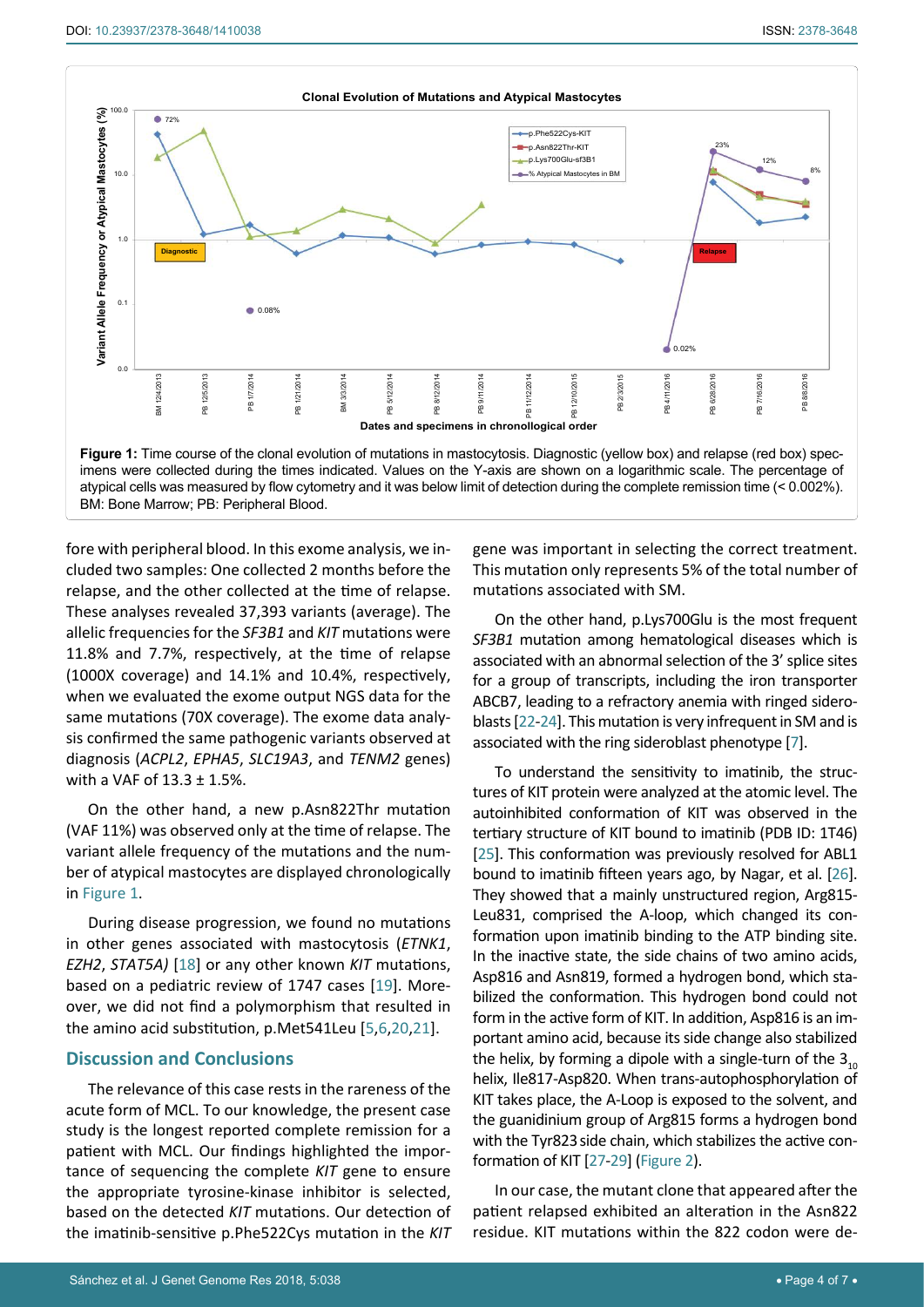**Figure 1:** Time course of the clonal evolution of mutations in mastocytosis. Diagnostic (yellow box) and relapse (red box) specimens were collected during the times indicated. Values on the Y-axis are shown on a logarithmic scale. The percentage of atypical cells was measured by flow cytometry and it was below limit of detection during the complete remission time (< 0.002%). BM: Bone Marrow; PB: Peripheral Blood.

fore with peripheral blood. In this exome analysis, we included two samples: One collected 2 months before the relapse, and the other collected at the time of relapse. These analyses revealed 37,393 variants (average). The allelic frequencies for the *SF3B1* and *KIT* mutations were 11.8% and 7.7%, respectively, at the time of relapse (1000X coverage) and 14.1% and 10.4%, respectively, when we evaluated the exome output NGS data for the same mutations (70X coverage). The exome data analysis confirmed the same pathogenic variants observed at diagnosis (*ACPL2*, *EPHA5*, *SLC19A3*, and *TENM2* genes) with a VAF of 13.3 ± 1.5%.

On the other hand, a new p.Asn822Thr mutation (VAF 11%) was observed only at the time of relapse. The variant allele frequency of the mutations and the number of atypical mastocytes are displayed chronologically in Figure 1.

During disease progression, we found no mutations in other genes associated with mastocytosis (*ETNK1*, *EZH2*, *STAT5A)* [18] or any other known *KIT* mutations, based on a pediatric review of 1747 cases [19]. Moreover, we did not find a polymorphism that resulted in the amino acid substitution, p.Met541Leu [5,6,20,21].

## Discussion and Conclusions

The relevance of this case rests in the rareness of the acute form of MCL. To our knowledge, the present case study is the longest reported complete remission for a patient with MCL. Our findings highlighted the importance of sequencing the complete *KIT* gene to ensure the appropriate tyrosine-kinase inhibitor is selected, based on the detected *KIT* mutations. Our detection of the imatinib-sensitive p.Phe522Cys mutation in the *KIT* gene was important in selecting the correct treatment. This mutation only represents 5% of the total number of mutations associated with SM.

On the other hand, p.Lys700Glu is the most frequent *SF3B1* mutation among hematological diseases which is associated with an abnormal selection of the 3' splice sites for a group of transcripts, including the iron transporter ABCB7, leading to a refractory anemia with ringed sideroblasts [22-24]. This mutation is very infrequent in SM and is associated with the ring sideroblast phenotype [7].

To understand the sensitivity to imatinib, the structures of KIT protein were analyzed at the atomic level. The autoinhibited conformation of KIT was observed in the tertiary structure of KIT bound to imatinib (PDB ID: 1T46) [25]. This conformation was previously resolved for ABL1 bound to imatinib fifteen years ago, by Nagar, et al. [26]. They showed that a mainly unstructured region, Arg815-Leu831, comprised the A-loop, which changed its conformation upon imatinib binding to the ATP binding site. In the inactive state, the side chains of two amino acids, Asp816 and Asn819, formed a hydrogen bond, which stabilized the conformation. This hydrogen bond could not form in the active form of KIT. In addition, Asp816 is an important amino acid, because its side change also stabilized the helix, by forming a dipole with a single-turn of the $3_{10}$ helix, Ile817-Asp820. When trans-autophosphorylation of KIT takes place, the A-Loop is exposed to the solvent, and the guanidinium group of Arg815 forms a hydrogen bond with the Tyr823 side chain, which stabilizes the active conformation of KIT [27-29] (Figure 2).

In our case, the mutant clone that appeared after the patient relapsed exhibited an alteration in the Asn822 residue. KIT mutations within the 822 codon were de-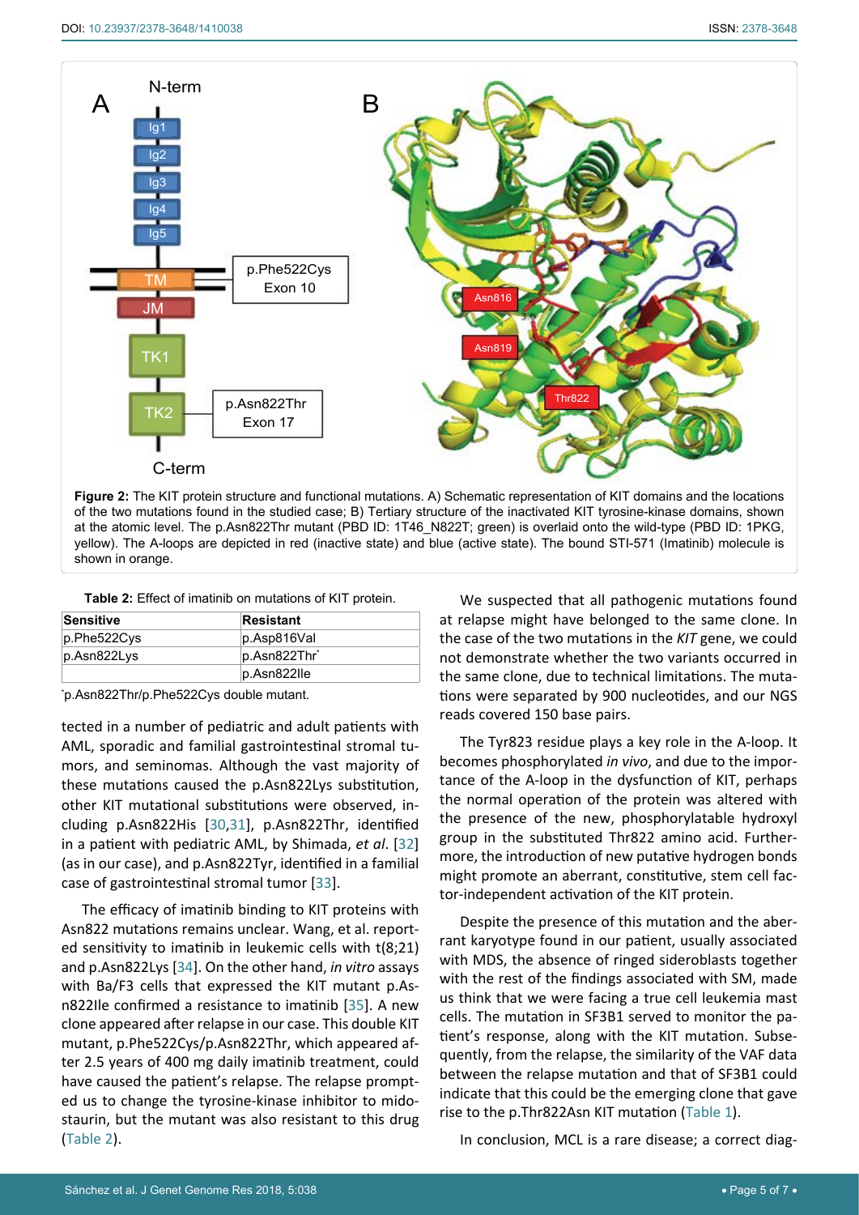**Figure 2:** The KIT protein structure and functional mutations. A) Schematic representation of KIT domains and the locations of the two mutations found in the studied case; B) Tertiary structure of the inactivated KIT tyrosine-kinase domains, shown at the atomic level. The p.Asn822Thr mutant (PBD ID: 1T46_N822T; green) is overlaid onto the wild-type (PBD ID: 1PKG, yellow). The A-loops are depicted in red (inactive state) and blue (active state). The bound STI-571 (Imatinib) molecule is shown in orange.

**Table 2:** Effect of imatinib on mutations of KIT protein.

| Sensitive | Resistant |
|---|---|
| p.Phe522Cys | p.Asp816Val |
| p.Asn822Lys | p.Asn822Thr* |
| | p.Asn822Ile |

*p.Asn822Thr/p.Phe522Cys double mutant.

tected in a number of pediatric and adult patients with AML, sporadic and familial gastrointestinal stromal tumors, and seminomas. Although the vast majority of these mutations caused the p.Asn822Lys substitution, other KIT mutational substitutions were observed, including p.Asn822His [30,31], p.Asn822Thr, identified in a patient with pediatric AML, by Shimada, *et al*. [32] (as in our case), and p.Asn822Tyr, identified in a familial case of gastrointestinal stromal tumor [33].

The efficacy of imatinib binding to KIT proteins with Asn822 mutations remains unclear. Wang, et al. reported sensitivity to imatinib in leukemic cells with t(8;21) and p.Asn822Lys [34]. On the other hand, *in vitro* assays with Ba/F3 cells that expressed the KIT mutant p.Asn822Ile confirmed a resistance to imatinib [35]. A new clone appeared after relapse in our case. This double KIT mutant, p.Phe522Cys/p.Asn822Thr, which appeared after 2.5 years of 400 mg daily imatinib treatment, could have caused the patient's relapse. The relapse prompted us to change the tyrosine-kinase inhibitor to midostaurin, but the mutant was also resistant to this drug (Table 2).

We suspected that all pathogenic mutations found at relapse might have belonged to the same clone. In the case of the two mutations in the *KIT* gene, we could not demonstrate whether the two variants occurred in the same clone, due to technical limitations. The mutations were separated by 900 nucleotides, and our NGS reads covered 150 base pairs.

The Tyr823 residue plays a key role in the A-loop. It becomes phosphorylated *in vivo*, and due to the importance of the A-loop in the dysfunction of KIT, perhaps the normal operation of the protein was altered with the presence of the new, phosphorylatable hydroxyl group in the substituted Thr822 amino acid. Furthermore, the introduction of new putative hydrogen bonds might promote an aberrant, constitutive, stem cell factor-independent activation of the KIT protein.

Despite the presence of this mutation and the aberrant karyotype found in our patient, usually associated with MDS, the absence of ringed sideroblasts together with the rest of the findings associated with SM, made us think that we were facing a true cell leukemia mast cells. The mutation in SF3B1 served to monitor the patient's response, along with the KIT mutation. Subsequently, from the relapse, the similarity of the VAF data between the relapse mutation and that of SF3B1 could indicate that this could be the emerging clone that gave rise to the p.Thr822Asn KIT mutation (Table 1).

In conclusion, MCL is a rare disease; a correct diag-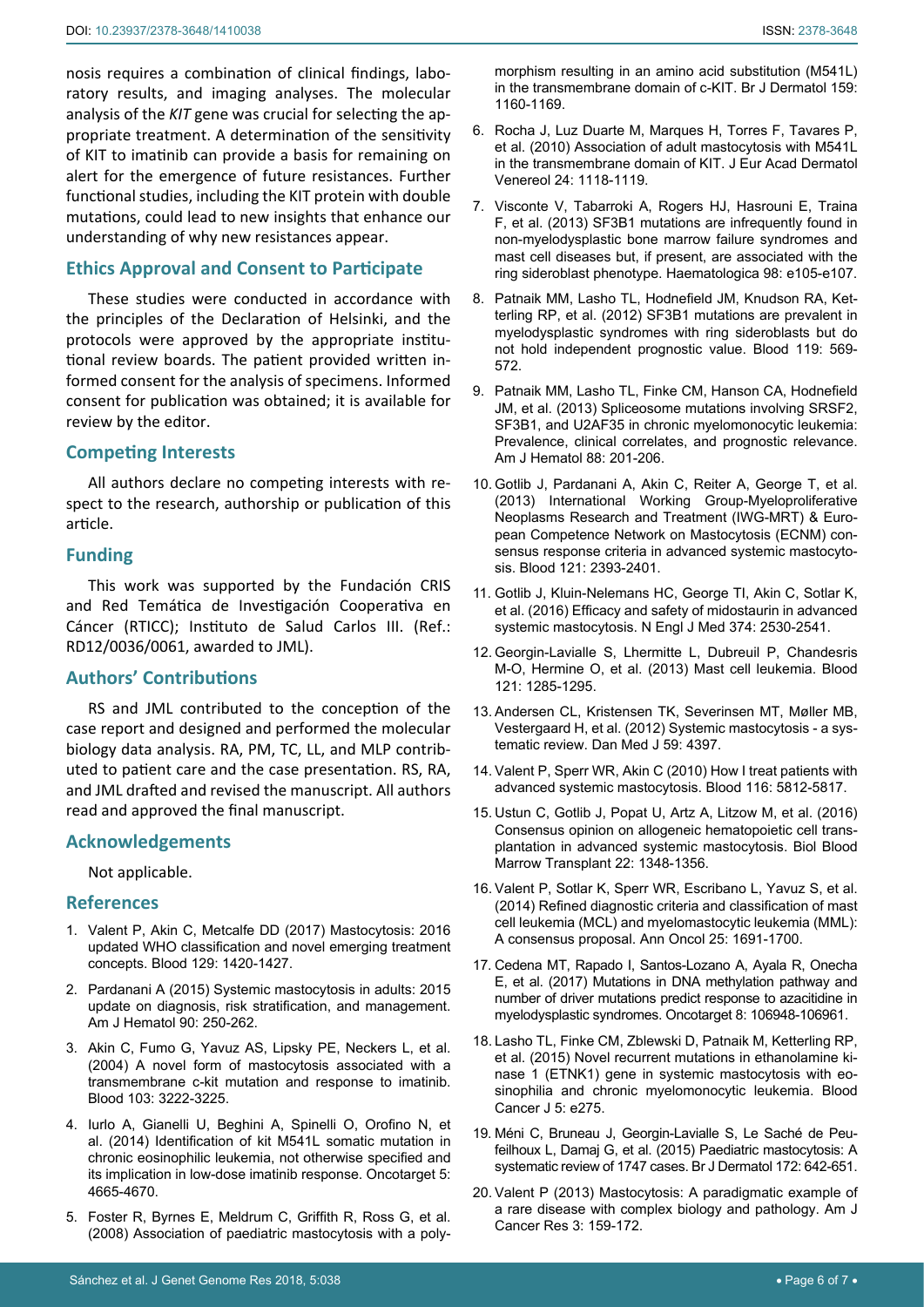nosis requires a combination of clinical findings, laboratory results, and imaging analyses. The molecular analysis of the *KIT* gene was crucial for selecting the appropriate treatment. A determination of the sensitivity of KIT to imatinib can provide a basis for remaining on alert for the emergence of future resistances. Further functional studies, including the KIT protein with double mutations, could lead to new insights that enhance our understanding of why new resistances appear.

## Ethics Approval and Consent to Participate

These studies were conducted in accordance with the principles of the Declaration of Helsinki, and the protocols were approved by the appropriate institutional review boards. The patient provided written informed consent for the analysis of specimens. Informed consent for publication was obtained; it is available for review by the editor.

## Competing Interests

All authors declare no competing interests with respect to the research, authorship or publication of this article.

## Funding

This work was supported by the Fundación CRIS and Red Temática de Investigación Cooperativa en Cáncer (RTICC); Instituto de Salud Carlos III. (Ref.: RD12/0036/0061, awarded to JML).

## Authors' Contributions

RS and JML contributed to the conception of the case report and designed and performed the molecular biology data analysis. RA, PM, TC, LL, and MLP contributed to patient care and the case presentation. RS, RA, and JML drafted and revised the manuscript. All authors read and approved the final manuscript.

## Acknowledgements

Not applicable.

## References

1. Valent P, Akin C, Metcalfe DD (2017) Mastocytosis: 2016 updated WHO classification and novel emerging treatment concepts. Blood 129: 1420-1427.
2. Pardanani A (2015) Systemic mastocytosis in adults: 2015 update on diagnosis, risk stratification, and management. Am J Hematol 90: 250-262.
3. Akin C, Fumo G, Yavuz AS, Lipsky PE, Neckers L, et al. (2004) A novel form of mastocytosis associated with a transmembrane c-kit mutation and response to imatinib. Blood 103: 3222-3225.
4. Iurlo A, Gianelli U, Beghini A, Spinelli O, Orofino N, et al. (2014) Identification of kit M541L somatic mutation in chronic eosinophilic leukemia, not otherwise specified and its implication in low-dose imatinib response. Oncotarget 5: 4665-4670.
5. Foster R, Byrnes E, Meldrum C, Griffith R, Ross G, et al. (2008) Association of paediatric mastocytosis with a polymorphism resulting in an amino acid substitution (M541L) in the transmembrane domain of c-KIT. Br J Dermatol 159: 1160-1169.
6. Rocha J, Luz Duarte M, Marques H, Torres F, Tavares P, et al. (2010) Association of adult mastocytosis with M541L in the transmembrane domain of KIT. J Eur Acad Dermatol Venereol 24: 1118-1119.
7. Visconte V, Tabarroki A, Rogers HJ, Hasrouni E, Traina F, et al. (2013) SF3B1 mutations are infrequently found in non-myelodysplastic bone marrow failure syndromes and mast cell diseases but, if present, are associated with the ring sideroblast phenotype. Haematologica 98: e105-e107.
8. Patnaik MM, Lasho TL, Hodnefield JM, Knudson RA, Ketterling RP, et al. (2012) SF3B1 mutations are prevalent in myelodysplastic syndromes with ring sideroblasts but do not hold independent prognostic value. Blood 119: 569-572.
9. Patnaik MM, Lasho TL, Finke CM, Hanson CA, Hodnefield JM, et al. (2013) Spliceosome mutations involving SRSF2, SF3B1, and U2AF35 in chronic myelomonocytic leukemia: Prevalence, clinical correlates, and prognostic relevance. Am J Hematol 88: 201-206.
10. Gotlib J, Pardanani A, Akin C, Reiter A, George T, et al. (2013) International Working Group-Myeloproliferative Neoplasms Research and Treatment (IWG-MRT) & European Competence Network on Mastocytosis (ECNM) consensus response criteria in advanced systemic mastocytosis. Blood 121: 2393-2401.
11. Gotlib J, Kluin-Nelemans HC, George TI, Akin C, Sotlar K, et al. (2016) Efficacy and safety of midostaurin in advanced systemic mastocytosis. N Engl J Med 374: 2530-2541.
12. Georgin-Lavialle S, Lhermitte L, Dubreuil P, Chandesris M-O, Hermine O, et al. (2013) Mast cell leukemia. Blood 121: 1285-1295.
13. Andersen CL, Kristensen TK, Severinsen MT, Møller MB, Vestergaard H, et al. (2012) Systemic mastocytosis - a systematic review. Dan Med J 59: 4397.
14. Valent P, Sperr WR, Akin C (2010) How I treat patients with advanced systemic mastocytosis. Blood 116: 5812-5817.
15. Ustun C, Gotlib J, Popat U, Artz A, Litzow M, et al. (2016) Consensus opinion on allogeneic hematopoietic cell transplantation in advanced systemic mastocytosis. Biol Blood Marrow Transplant 22: 1348-1356.
16. Valent P, Sotlar K, Sperr WR, Escribano L, Yavuz S, et al. (2014) Refined diagnostic criteria and classification of mast cell leukemia (MCL) and myelomastocytic leukemia (MML): A consensus proposal. Ann Oncol 25: 1691-1700.
17. Cedena MT, Rapado I, Santos-Lozano A, Ayala R, Onecha E, et al. (2017) Mutations in DNA methylation pathway and number of driver mutations predict response to azacitidine in myelodysplastic syndromes. Oncotarget 8: 106948-106961.
18. Lasho TL, Finke CM, Zblewski D, Patnaik M, Ketterling RP, et al. (2015) Novel recurrent mutations in ethanolamine kinase 1 (ETNK1) gene in systemic mastocytosis with eosinophilia and chronic myelomonocytic leukemia. Blood Cancer J 5: e275.
19. Méni C, Bruneau J, Georgin-Lavialle S, Le Saché de Peufeilhoux L, Damaj G, et al. (2015) Paediatric mastocytosis: A systematic review of 1747 cases. Br J Dermatol 172: 642-651.
20. Valent P (2013) Mastocytosis: A paradigmatic example of a rare disease with complex biology and pathology. Am J Cancer Res 3: 159-172.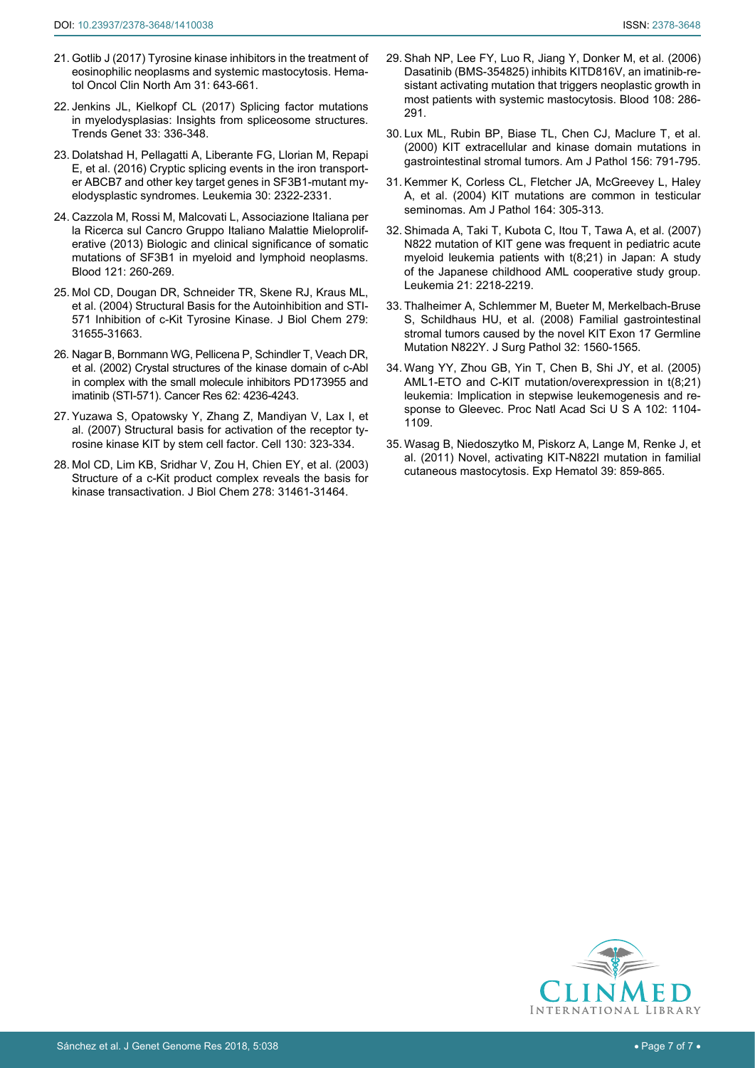21. Gotlib J (2017) Tyrosine kinase inhibitors in the treatment of eosinophilic neoplasms and systemic mastocytosis. Hematol Oncol Clin North Am 31: 643-661.

22. Jenkins JL, Kielkopf CL (2017) Splicing factor mutations in myelodysplasias: Insights from spliceosome structures. Trends Genet 33: 336-348.

23. Dolatshad H, Pellagatti A, Liberante FG, Llorian M, Repapi E, et al. (2016) Cryptic splicing events in the iron transporter ABCB7 and other key target genes in SF3B1-mutant myelodysplastic syndromes. Leukemia 30: 2322-2331.

24. Cazzola M, Rossi M, Malcovati L, Associazione Italiana per la Ricerca sul Cancro Gruppo Italiano Malattie Mieloproliferative (2013) Biologic and clinical significance of somatic mutations of SF3B1 in myeloid and lymphoid neoplasms. Blood 121: 260-269.

25. Mol CD, Dougan DR, Schneider TR, Skene RJ, Kraus ML, et al. (2004) Structural Basis for the Autoinhibition and STI-571 Inhibition of c-Kit Tyrosine Kinase. J Biol Chem 279: 31655-31663.

26. Nagar B, Bornmann WG, Pellicena P, Schindler T, Veach DR, et al. (2002) Crystal structures of the kinase domain of c-Abl in complex with the small molecule inhibitors PD173955 and imatinib (STI-571). Cancer Res 62: 4236-4243.

27. Yuzawa S, Opatowsky Y, Zhang Z, Mandiyan V, Lax I, et al. (2007) Structural basis for activation of the receptor tyrosine kinase KIT by stem cell factor. Cell 130: 323-334.

28. Mol CD, Lim KB, Sridhar V, Zou H, Chien EY, et al. (2003) Structure of a c-Kit product complex reveals the basis for kinase transactivation. J Biol Chem 278: 31461-31464.

29. Shah NP, Lee FY, Luo R, Jiang Y, Donker M, et al. (2006) Dasatinib (BMS-354825) inhibits KITD816V, an imatinib-resistant activating mutation that triggers neoplastic growth in most patients with systemic mastocytosis. Blood 108: 286-291.

30. Lux ML, Rubin BP, Biase TL, Chen CJ, Maclure T, et al. (2000) KIT extracellular and kinase domain mutations in gastrointestinal stromal tumors. Am J Pathol 156: 791-795.

31. Kemmer K, Corless CL, Fletcher JA, McGreevey L, Haley A, et al. (2004) KIT mutations are common in testicular seminomas. Am J Pathol 164: 305-313.

32. Shimada A, Taki T, Kubota C, Itou T, Tawa A, et al. (2007) N822 mutation of KIT gene was frequent in pediatric acute myeloid leukemia patients with t(8;21) in Japan: A study of the Japanese childhood AML cooperative study group. Leukemia 21: 2218-2219.

33. Thalheimer A, Schlemmer M, Bueter M, Merkelbach-Bruse S, Schildhaus HU, et al. (2008) Familial gastrointestinal stromal tumors caused by the novel KIT Exon 17 Germline Mutation N822Y. J Surg Pathol 32: 1560-1565.

34. Wang YY, Zhou GB, Yin T, Chen B, Shi JY, et al. (2005) AML1-ETO and C-KIT mutation/overexpression in t(8;21) leukemia: Implication in stepwise leukemogenesis and response to Gleevec. Proc Natl Acad Sci U S A 102: 1104-1109.

35. Wasag B, Niedoszytko M, Piskorz A, Lange M, Renke J, et al. (2011) Novel, activating KIT-N822I mutation in familial cutaneous mastocytosis. Exp Hematol 39: 859-865.